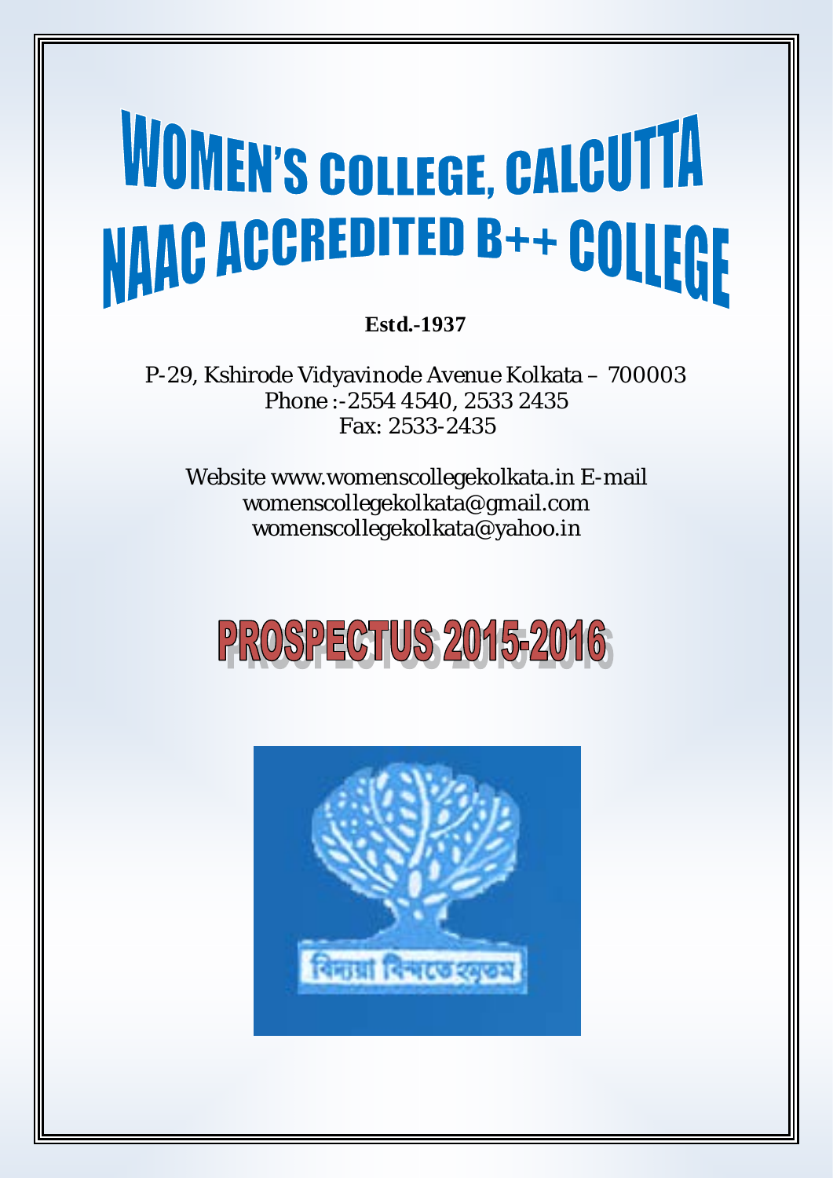# WOMEN'S COLLEGE, CALCUTTA
# NAAC ACCREDITED B++ COLLEGE

**Estd.-1937**

P-29, Kshirode Vidyavinode Avenue Kolkata – 700003
Phone :-2554 4540, 2533 2435
Fax: 2533-2435

Website www.womenscollegekolkata.in E-mail
womenscollegekolkata@gmail.com
womenscollegekolkata@yahoo.in

## PROSPECTUS 2015-2016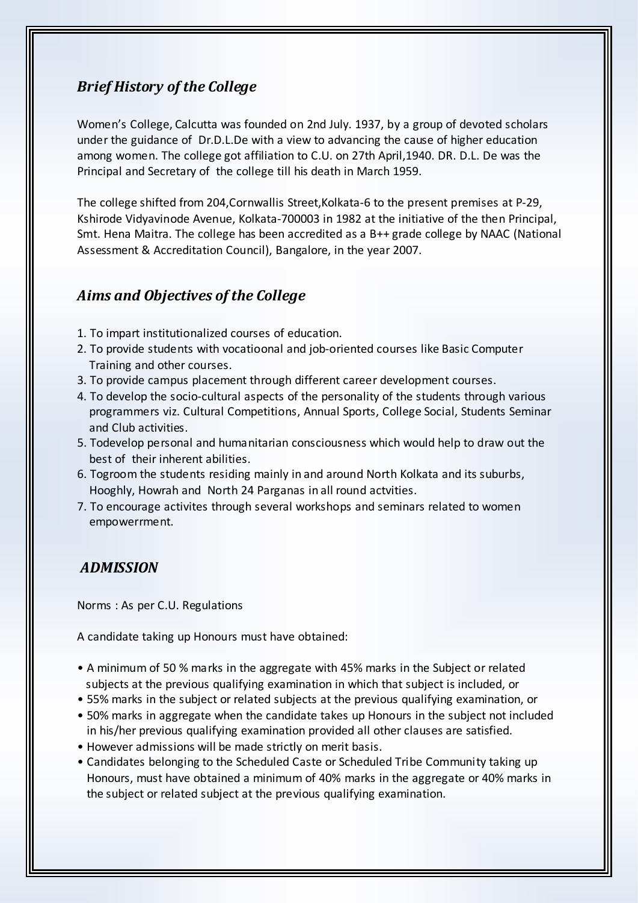## *Brief History of the College*

Women's College, Calcutta was founded on 2nd July. 1937, by a group of devoted scholars under the guidance of Dr.D.L.De with a view to advancing the cause of higher education among women. The college got affiliation to C.U. on 27th April,1940. DR. D.L. De was the Principal and Secretary of the college till his death in March 1959.

The college shifted from 204,Cornwallis Street,Kolkata-6 to the present premises at P-29, Kshirode Vidyavinode Avenue, Kolkata-700003 in 1982 at the initiative of the then Principal, Smt. Hena Maitra. The college has been accredited as a B++ grade college by NAAC (National Assessment & Accreditation Council), Bangalore, in the year 2007.

## *Aims and Objectives of the College*

1. To impart institutionalized courses of education.
2. To provide students with vocatioonal and job-oriented courses like Basic Computer Training and other courses.
3. To provide campus placement through different career development courses.
4. To develop the socio-cultural aspects of the personality of the students through various programmers viz. Cultural Competitions, Annual Sports, College Social, Students Seminar and Club activities.
5. Todevelop personal and humanitarian consciousness which would help to draw out the best of their inherent abilities.
6. Togroom the students residing mainly in and around North Kolkata and its suburbs, Hooghly, Howrah and North 24 Parganas in all round actvities.
7. To encourage activites through several workshops and seminars related to women empowerrment.

## *ADMISSION*

Norms : As per C.U. Regulations

A candidate taking up Honours must have obtained:

- A minimum of 50 % marks in the aggregate with 45% marks in the Subject or related subjects at the previous qualifying examination in which that subject is included, or
- 55% marks in the subject or related subjects at the previous qualifying examination, or
- 50% marks in aggregate when the candidate takes up Honours in the subject not included in his/her previous qualifying examination provided all other clauses are satisfied.
- However admissions will be made strictly on merit basis.
- Candidates belonging to the Scheduled Caste or Scheduled Tribe Community taking up Honours, must have obtained a minimum of 40% marks in the aggregate or 40% marks in the subject or related subject at the previous qualifying examination.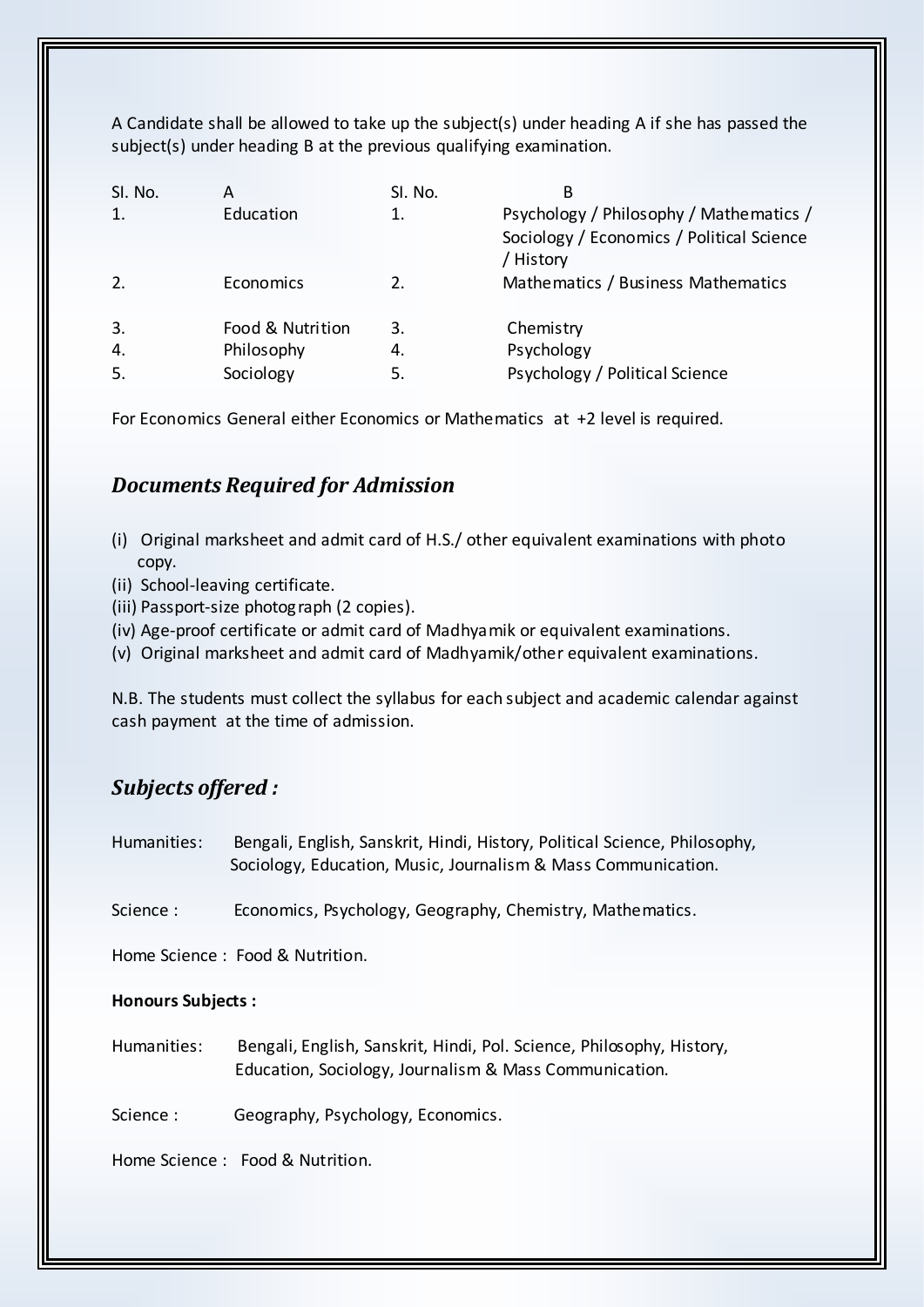A Candidate shall be allowed to take up the subject(s) under heading A if she has passed the subject(s) under heading B at the previous qualifying examination.

| Sl. No. | A | Sl. No. | B |
|---|---|---|---|
| 1. | Education | 1. | Psychology / Philosophy / Mathematics / Sociology / Economics / Political Science / History |
| 2. | Economics | 2. | Mathematics / Business Mathematics |
| 3. | Food & Nutrition | 3. | Chemistry |
| 4. | Philosophy | 4. | Psychology |
| 5. | Sociology | 5. | Psychology / Political Science |

For Economics General either Economics or Mathematics at +2 level is required.

## *Documents Required for Admission*

(i) Original marksheet and admit card of H.S./ other equivalent examinations with photo copy.
(ii) School-leaving certificate.
(iii) Passport-size photograph (2 copies).
(iv) Age-proof certificate or admit card of Madhyamik or equivalent examinations.
(v) Original marksheet and admit card of Madhyamik/other equivalent examinations.

N.B. The students must collect the syllabus for each subject and academic calendar against cash payment at the time of admission.

## *Subjects offered :*

Humanities: Bengali, English, Sanskrit, Hindi, History, Political Science, Philosophy, Sociology, Education, Music, Journalism & Mass Communication.

Science : Economics, Psychology, Geography, Chemistry, Mathematics.

Home Science : Food & Nutrition.

**Honours Subjects :**

Humanities: Bengali, English, Sanskrit, Hindi, Pol. Science, Philosophy, History, Education, Sociology, Journalism & Mass Communication.

Science : Geography, Psychology, Economics.

Home Science : Food & Nutrition.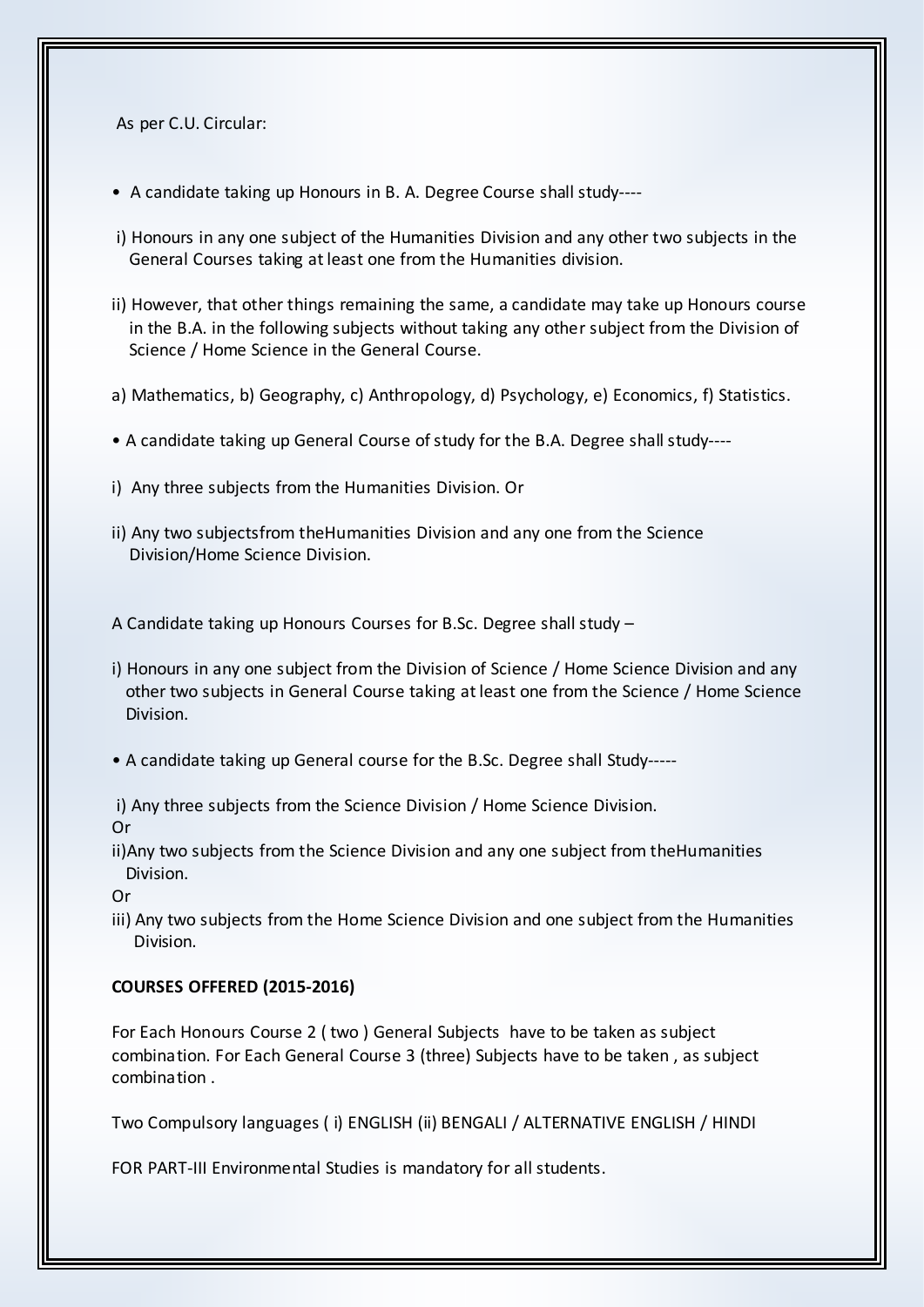As per C.U. Circular:

- A candidate taking up Honours in B. A. Degree Course shall study----

i) Honours in any one subject of the Humanities Division and any other two subjects in the General Courses taking at least one from the Humanities division.

ii) However, that other things remaining the same, a candidate may take up Honours course in the B.A. in the following subjects without taking any other subject from the Division of Science / Home Science in the General Course.

a) Mathematics, b) Geography, c) Anthropology, d) Psychology, e) Economics, f) Statistics.

- A candidate taking up General Course of study for the B.A. Degree shall study----

i) Any three subjects from the Humanities Division. Or

ii) Any two subjectsfrom theHumanities Division and any one from the Science Division/Home Science Division.

A Candidate taking up Honours Courses for B.Sc. Degree shall study –

i) Honours in any one subject from the Division of Science / Home Science Division and any other two subjects in General Course taking at least one from the Science / Home Science Division.

- A candidate taking up General course for the B.Sc. Degree shall Study-----

i) Any three subjects from the Science Division / Home Science Division.

Or

ii)Any two subjects from the Science Division and any one subject from theHumanities Division.

Or

iii) Any two subjects from the Home Science Division and one subject from the Humanities Division.

**COURSES OFFERED (2015-2016)**

For Each Honours Course 2 ( two ) General Subjects have to be taken as subject combination. For Each General Course 3 (three) Subjects have to be taken , as subject combination .

Two Compulsory languages ( i) ENGLISH (ii) BENGALI / ALTERNATIVE ENGLISH / HINDI

FOR PART-III Environmental Studies is mandatory for all students.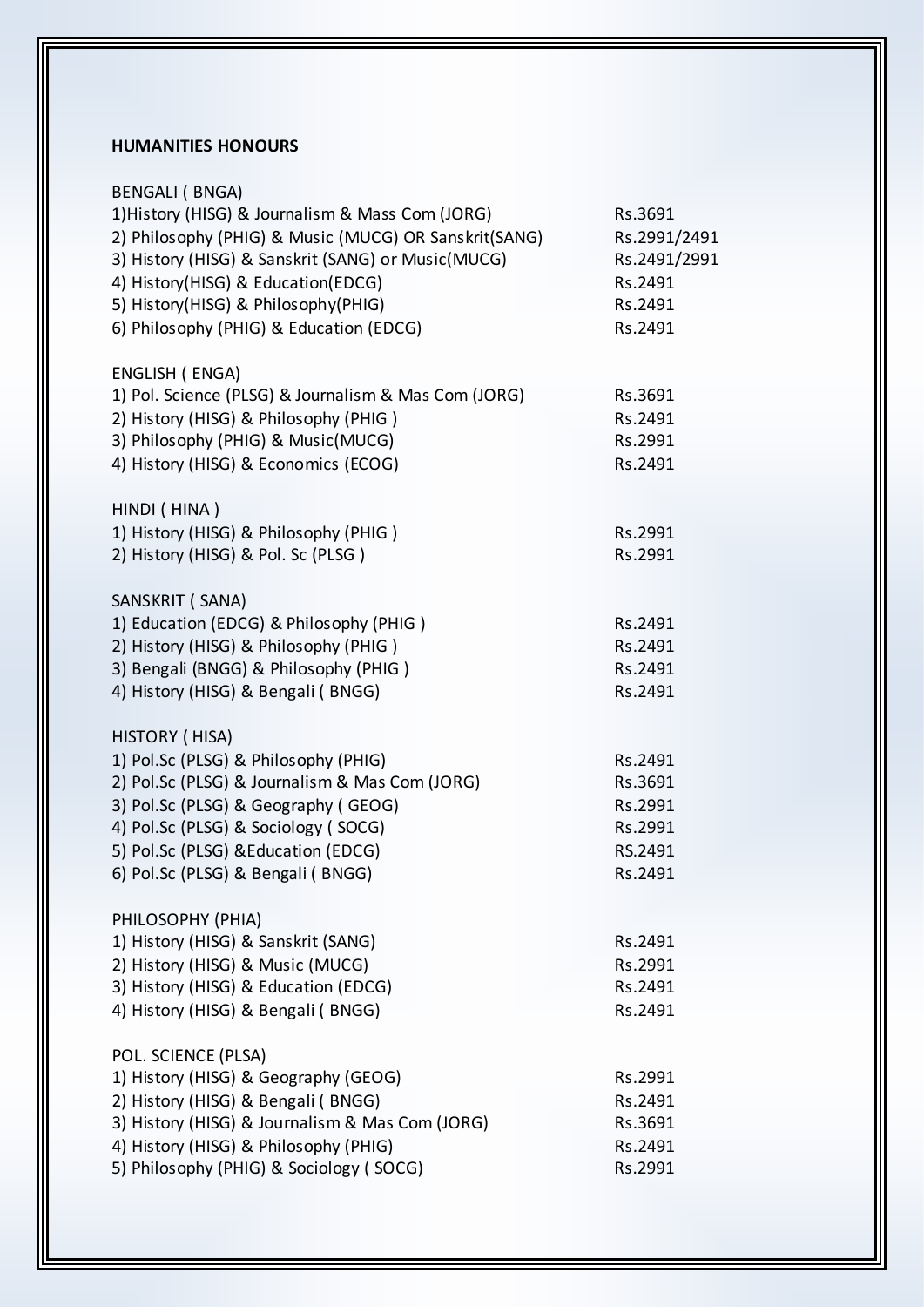**HUMANITIES HONOURS**

BENGALI ( BNGA)

| | |
|---|---|
| 1)History (HISG) & Journalism & Mass Com (JORG) | Rs.3691 |
| 2) Philosophy (PHIG) & Music (MUCG) OR Sanskrit(SANG) | Rs.2991/2491 |
| 3) History (HISG) & Sanskrit (SANG) or Music(MUCG) | Rs.2491/2991 |
| 4) History(HISG) & Education(EDCG) | Rs.2491 |
| 5) History(HISG) & Philosophy(PHIG) | Rs.2491 |
| 6) Philosophy (PHIG) & Education (EDCG) | Rs.2491 |

ENGLISH ( ENGA)

| | |
|---|---|
| 1) Pol. Science (PLSG) & Journalism & Mas Com (JORG) | Rs.3691 |
| 2) History (HISG) & Philosophy (PHIG ) | Rs.2491 |
| 3) Philosophy (PHIG) & Music(MUCG) | Rs.2991 |
| 4) History (HISG) & Economics (ECOG) | Rs.2491 |

HINDI ( HINA )

| | |
|---|---|
| 1) History (HISG) & Philosophy (PHIG ) | Rs.2991 |
| 2) History (HISG) & Pol. Sc (PLSG ) | Rs.2991 |

SANSKRIT ( SANA)

| | |
|---|---|
| 1) Education (EDCG) & Philosophy (PHIG ) | Rs.2491 |
| 2) History (HISG) & Philosophy (PHIG ) | Rs.2491 |
| 3) Bengali (BNGG) & Philosophy (PHIG ) | Rs.2491 |
| 4) History (HISG) & Bengali ( BNGG) | Rs.2491 |

HISTORY ( HISA)

| | |
|---|---|
| 1) Pol.Sc (PLSG) & Philosophy (PHIG) | Rs.2491 |
| 2) Pol.Sc (PLSG) & Journalism & Mas Com (JORG) | Rs.3691 |
| 3) Pol.Sc (PLSG) & Geography ( GEOG) | Rs.2991 |
| 4) Pol.Sc (PLSG) & Sociology ( SOCG) | Rs.2991 |
| 5) Pol.Sc (PLSG) &Education (EDCG) | RS.2491 |
| 6) Pol.Sc (PLSG) & Bengali ( BNGG) | Rs.2491 |

PHILOSOPHY (PHIA)

| | |
|---|---|
| 1) History (HISG) & Sanskrit (SANG) | Rs.2491 |
| 2) History (HISG) & Music (MUCG) | Rs.2991 |
| 3) History (HISG) & Education (EDCG) | Rs.2491 |
| 4) History (HISG) & Bengali ( BNGG) | Rs.2491 |

POL. SCIENCE (PLSA)

| | |
|---|---|
| 1) History (HISG) & Geography (GEOG) | Rs.2991 |
| 2) History (HISG) & Bengali ( BNGG) | Rs.2491 |
| 3) History (HISG) & Journalism & Mas Com (JORG) | Rs.3691 |
| 4) History (HISG) & Philosophy (PHIG) | Rs.2491 |
| 5) Philosophy (PHIG) & Sociology ( SOCG) | Rs.2991 |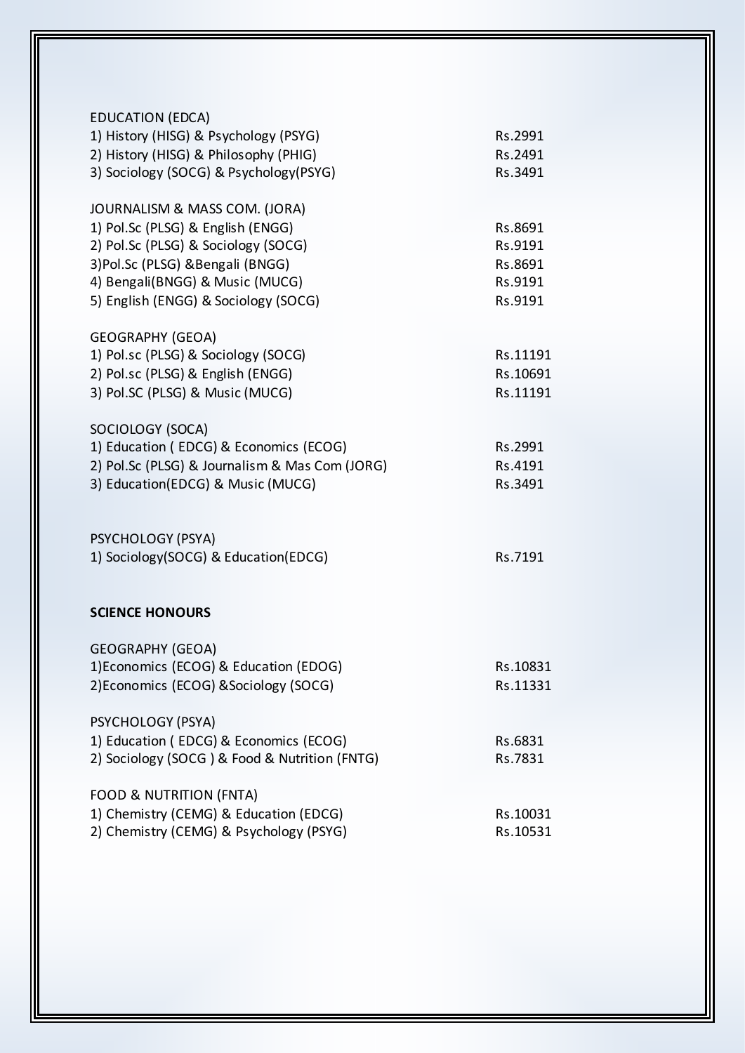EDUCATION (EDCA)

| | |
|---|---|
| 1) History (HISG) & Psychology (PSYG) | Rs.2991 |
| 2) History (HISG) & Philosophy (PHIG) | Rs.2491 |
| 3) Sociology (SOCG) & Psychology(PSYG) | Rs.3491 |

JOURNALISM & MASS COM. (JORA)

| | |
|---|---|
| 1) Pol.Sc (PLSG) & English (ENGG) | Rs.8691 |
| 2) Pol.Sc (PLSG) & Sociology (SOCG) | Rs.9191 |
| 3)Pol.Sc (PLSG) &Bengali (BNGG) | Rs.8691 |
| 4) Bengali(BNGG) & Music (MUCG) | Rs.9191 |
| 5) English (ENGG) & Sociology (SOCG) | Rs.9191 |

GEOGRAPHY (GEOA)

| | |
|---|---|
| 1) Pol.sc (PLSG) & Sociology (SOCG) | Rs.11191 |
| 2) Pol.sc (PLSG) & English (ENGG) | Rs.10691 |
| 3) Pol.SC (PLSG) & Music (MUCG) | Rs.11191 |

SOCIOLOGY (SOCA)

| | |
|---|---|
| 1) Education ( EDCG) & Economics (ECOG) | Rs.2991 |
| 2) Pol.Sc (PLSG) & Journalism & Mas Com (JORG) | Rs.4191 |
| 3) Education(EDCG) & Music (MUCG) | Rs.3491 |

PSYCHOLOGY (PSYA)

| | |
|---|---|
| 1) Sociology(SOCG) & Education(EDCG) | Rs.7191 |

**SCIENCE HONOURS**

GEOGRAPHY (GEOA)

| | |
|---|---|
| 1)Economics (ECOG) & Education (EDOG) | Rs.10831 |
| 2)Economics (ECOG) &Sociology (SOCG) | Rs.11331 |

PSYCHOLOGY (PSYA)

| | |
|---|---|
| 1) Education ( EDCG) & Economics (ECOG) | Rs.6831 |
| 2) Sociology (SOCG ) & Food & Nutrition (FNTG) | Rs.7831 |

FOOD & NUTRITION (FNTA)

| | |
|---|---|
| 1) Chemistry (CEMG) & Education (EDCG) | Rs.10031 |
| 2) Chemistry (CEMG) & Psychology (PSYG) | Rs.10531 |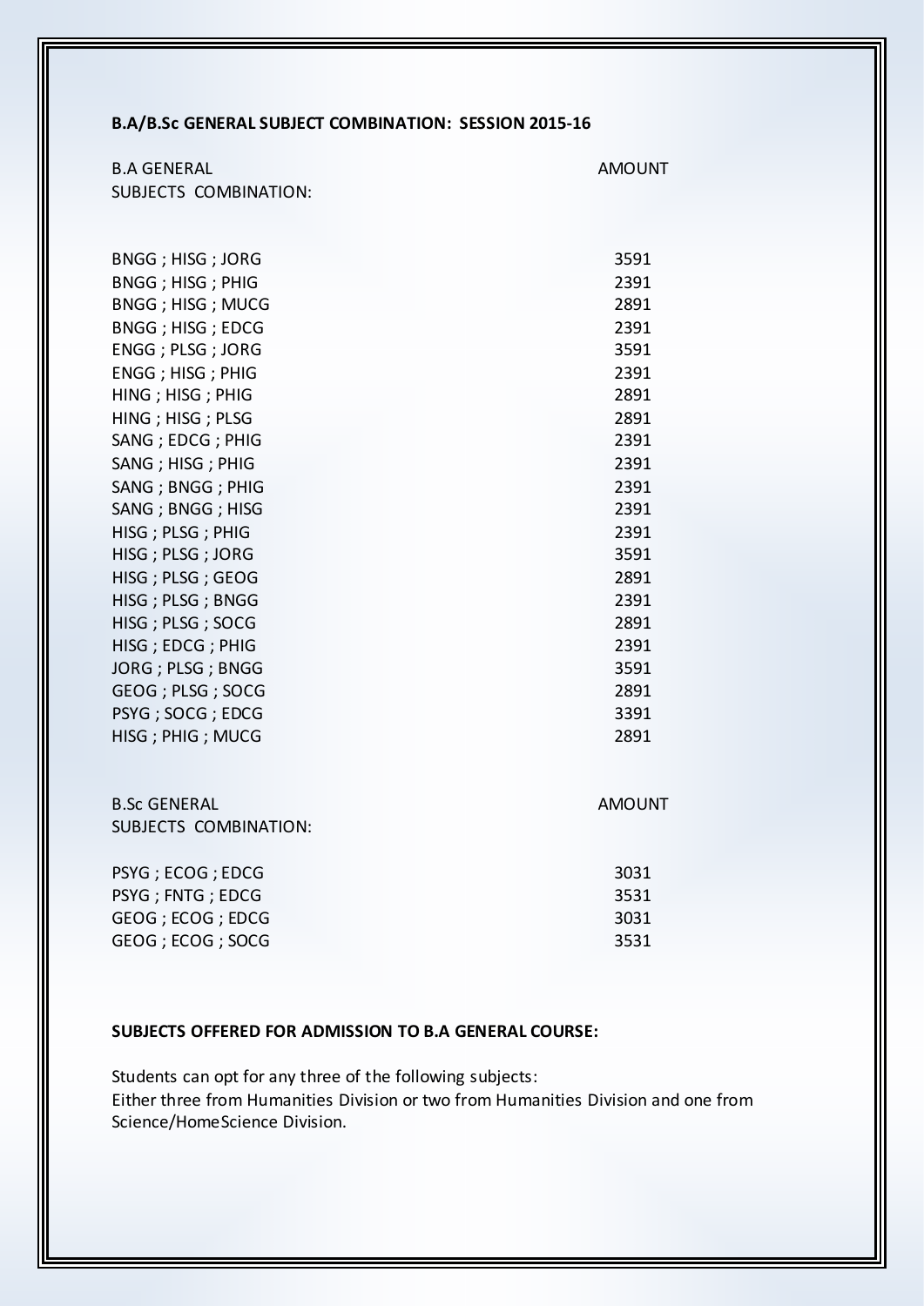**B.A/B.Sc GENERAL SUBJECT COMBINATION: SESSION 2015-16**

| B.A GENERAL SUBJECTS COMBINATION: | AMOUNT |
|---|---|
| BNGG ; HISG ; JORG | 3591 |
| BNGG ; HISG ; PHIG | 2391 |
| BNGG ; HISG ; MUCG | 2891 |
| BNGG ; HISG ; EDCG | 2391 |
| ENGG ; PLSG ; JORG | 3591 |
| ENGG ; HISG ; PHIG | 2391 |
| HING ; HISG ; PHIG | 2891 |
| HING ; HISG ; PLSG | 2891 |
| SANG ; EDCG ; PHIG | 2391 |
| SANG ; HISG ; PHIG | 2391 |
| SANG ; BNGG ; PHIG | 2391 |
| SANG ; BNGG ; HISG | 2391 |
| HISG ; PLSG ; PHIG | 2391 |
| HISG ; PLSG ; JORG | 3591 |
| HISG ; PLSG ; GEOG | 2891 |
| HISG ; PLSG ; BNGG | 2391 |
| HISG ; PLSG ; SOCG | 2891 |
| HISG ; EDCG ; PHIG | 2391 |
| JORG ; PLSG ; BNGG | 3591 |
| GEOG ; PLSG ; SOCG | 2891 |
| PSYG ; SOCG ; EDCG | 3391 |
| HISG ; PHIG ; MUCG | 2891 |

| B.Sc GENERAL SUBJECTS COMBINATION: | AMOUNT |
|---|---|
| PSYG ; ECOG ; EDCG | 3031 |
| PSYG ; FNTG ; EDCG | 3531 |
| GEOG ; ECOG ; EDCG | 3031 |
| GEOG ; ECOG ; SOCG | 3531 |

**SUBJECTS OFFERED FOR ADMISSION TO B.A GENERAL COURSE:**

Students can opt for any three of the following subjects:
Either three from Humanities Division or two from Humanities Division and one from Science/HomeScience Division.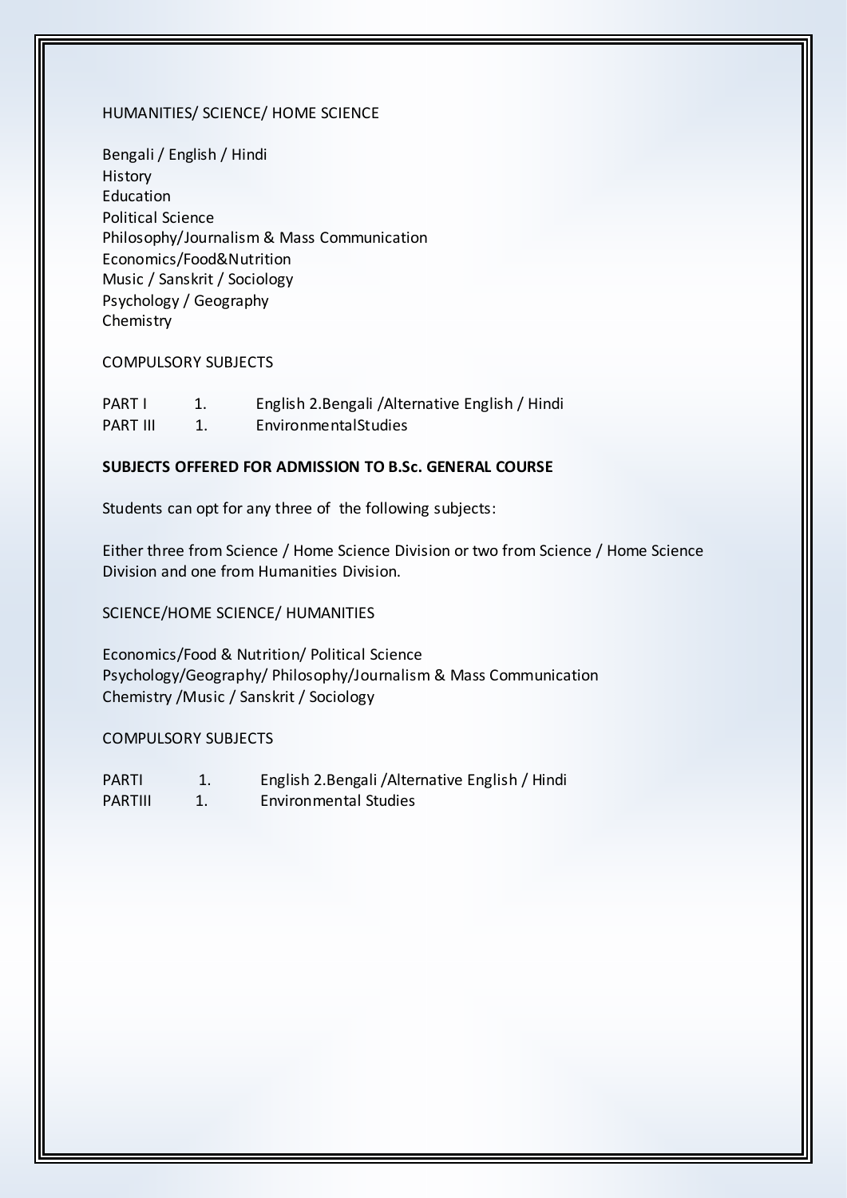HUMANITIES/ SCIENCE/ HOME SCIENCE

Bengali / English / Hindi
History
Education
Political Science
Philosophy/Journalism & Mass Communication
Economics/Food&Nutrition
Music / Sanskrit / Sociology
Psychology / Geography
Chemistry

COMPULSORY SUBJECTS

| | | |
|---|---|---|
| PART I | 1. | English 2.Bengali /Alternative English / Hindi |
| PART III | 1. | EnvironmentalStudies |

**SUBJECTS OFFERED FOR ADMISSION TO B.Sc. GENERAL COURSE**

Students can opt for any three of the following subjects:

Either three from Science / Home Science Division or two from Science / Home Science Division and one from Humanities Division.

SCIENCE/HOME SCIENCE/ HUMANITIES

Economics/Food & Nutrition/ Political Science
Psychology/Geography/ Philosophy/Journalism & Mass Communication
Chemistry /Music / Sanskrit / Sociology

COMPULSORY SUBJECTS

| | | |
|---|---|---|
| PARTI | 1. | English 2.Bengali /Alternative English / Hindi |
| PARTIII | 1. | Environmental Studies |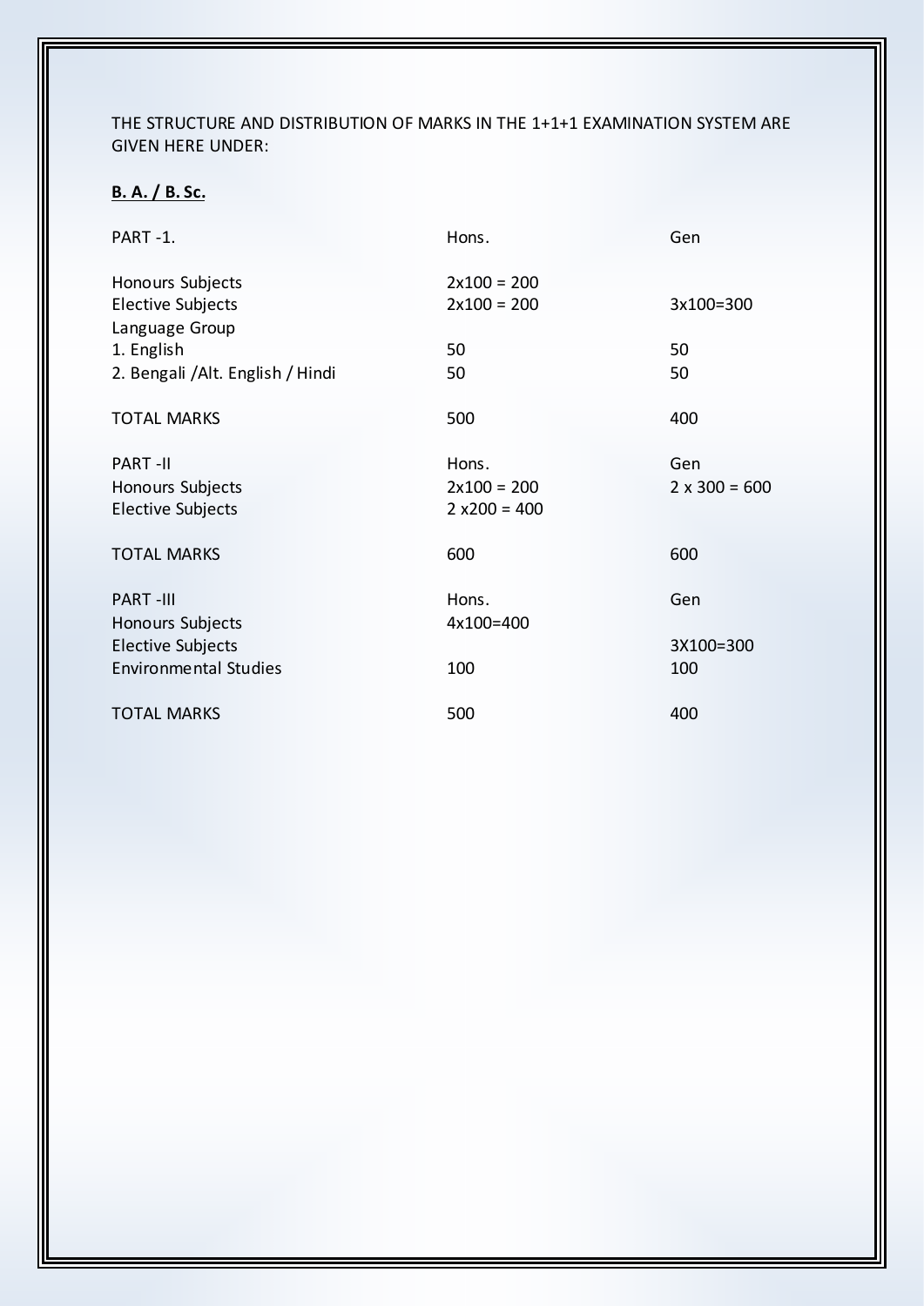THE STRUCTURE AND DISTRIBUTION OF MARKS IN THE 1+1+1 EXAMINATION SYSTEM ARE GIVEN HERE UNDER:

**B. A. / B. Sc.**

| PART -1. | Hons. | Gen |
|---|---|---|
| Honours Subjects | 2x100 = 200 | |
| Elective Subjects | 2x100 = 200 | 3x100=300 |
| Language Group | | |
| 1. English | 50 | 50 |
| 2. Bengali /Alt. English / Hindi | 50 | 50 |
| TOTAL MARKS | 500 | 400 |

| PART -II | Hons. | Gen |
|---|---|---|
| Honours Subjects | 2x100 = 200 | 2 x 300 = 600 |
| Elective Subjects | 2 x200 = 400 | |
| TOTAL MARKS | 600 | 600 |

| PART -III | Hons. | Gen |
|---|---|---|
| Honours Subjects | 4x100=400 | |
| Elective Subjects | | 3X100=300 |
| Environmental Studies | 100 | 100 |
| TOTAL MARKS | 500 | 400 |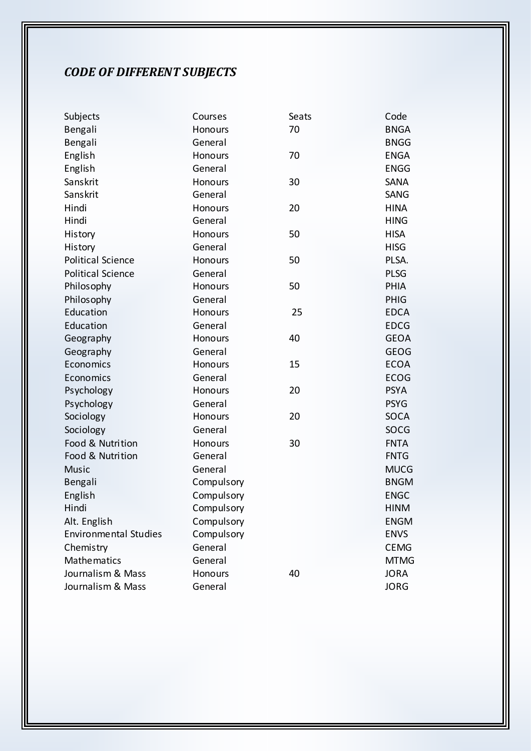## *CODE OF DIFFERENT SUBJECTS*

| Subjects | Courses | Seats | Code |
|---|---|---|---|
| Bengali | Honours | 70 | BNGA |
| Bengali | General | | BNGG |
| English | Honours | 70 | ENGA |
| English | General | | ENGG |
| Sanskrit | Honours | 30 | SANA |
| Sanskrit | General | | SANG |
| Hindi | Honours | 20 | HINA |
| Hindi | General | | HING |
| History | Honours | 50 | HISA |
| History | General | | HISG |
| Political Science | Honours | 50 | PLSA. |
| Political Science | General | | PLSG |
| Philosophy | Honours | 50 | PHIA |
| Philosophy | General | | PHIG |
| Education | Honours | 25 | EDCA |
| Education | General | | EDCG |
| Geography | Honours | 40 | GEOA |
| Geography | General | | GEOG |
| Economics | Honours | 15 | ECOA |
| Economics | General | | ECOG |
| Psychology | Honours | 20 | PSYA |
| Psychology | General | | PSYG |
| Sociology | Honours | 20 | SOCA |
| Sociology | General | | SOCG |
| Food & Nutrition | Honours | 30 | FNTA |
| Food & Nutrition | General | | FNTG |
| Music | General | | MUCG |
| Bengali | Compulsory | | BNGM |
| English | Compulsory | | ENGC |
| Hindi | Compulsory | | HINM |
| Alt. English | Compulsory | | ENGM |
| Environmental Studies | Compulsory | | ENVS |
| Chemistry | General | | CEMG |
| Mathematics | General | | MTMG |
| Journalism & Mass | Honours | 40 | JORA |
| Journalism & Mass | General | | JORG |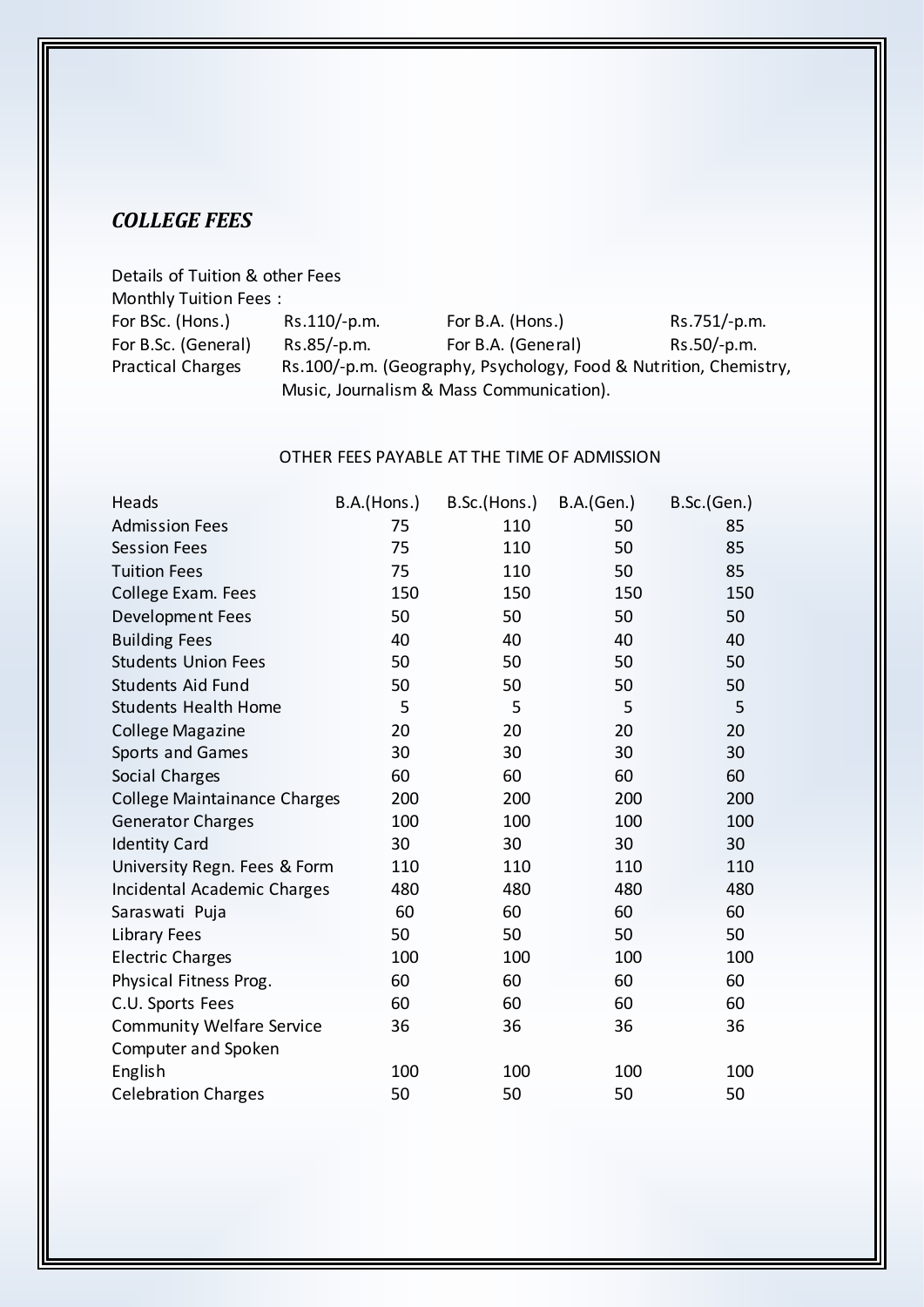## *COLLEGE FEES*

Details of Tuition & other Fees

Monthly Tuition Fees :

| | | | |
|---|---|---|---|
| For BSc. (Hons.) | Rs.110/-p.m. | For B.A. (Hons.) | Rs.751/-p.m. |
| For B.Sc. (General) | Rs.85/-p.m. | For B.A. (General) | Rs.50/-p.m. |

Practical Charges Rs.100/-p.m. (Geography, Psychology, Food & Nutrition, Chemistry, Music, Journalism & Mass Communication).

OTHER FEES PAYABLE AT THE TIME OF ADMISSION

| Heads | B.A.(Hons.) | B.Sc.(Hons.) | B.A.(Gen.) | B.Sc.(Gen.) |
|---|---|---|---|---|
| Admission Fees | 75 | 110 | 50 | 85 |
| Session Fees | 75 | 110 | 50 | 85 |
| Tuition Fees | 75 | 110 | 50 | 85 |
| College Exam. Fees | 150 | 150 | 150 | 150 |
| Development Fees | 50 | 50 | 50 | 50 |
| Building Fees | 40 | 40 | 40 | 40 |
| Students Union Fees | 50 | 50 | 50 | 50 |
| Students Aid Fund | 50 | 50 | 50 | 50 |
| Students Health Home | 5 | 5 | 5 | 5 |
| College Magazine | 20 | 20 | 20 | 20 |
| Sports and Games | 30 | 30 | 30 | 30 |
| Social Charges | 60 | 60 | 60 | 60 |
| College Maintainance Charges | 200 | 200 | 200 | 200 |
| Generator Charges | 100 | 100 | 100 | 100 |
| Identity Card | 30 | 30 | 30 | 30 |
| University Regn. Fees & Form | 110 | 110 | 110 | 110 |
| Incidental Academic Charges | 480 | 480 | 480 | 480 |
| Saraswati Puja | 60 | 60 | 60 | 60 |
| Library Fees | 50 | 50 | 50 | 50 |
| Electric Charges | 100 | 100 | 100 | 100 |
| Physical Fitness Prog. | 60 | 60 | 60 | 60 |
| C.U. Sports Fees | 60 | 60 | 60 | 60 |
| Community Welfare Service | 36 | 36 | 36 | 36 |
| Computer and Spoken English | 100 | 100 | 100 | 100 |
| Celebration Charges | 50 | 50 | 50 | 50 |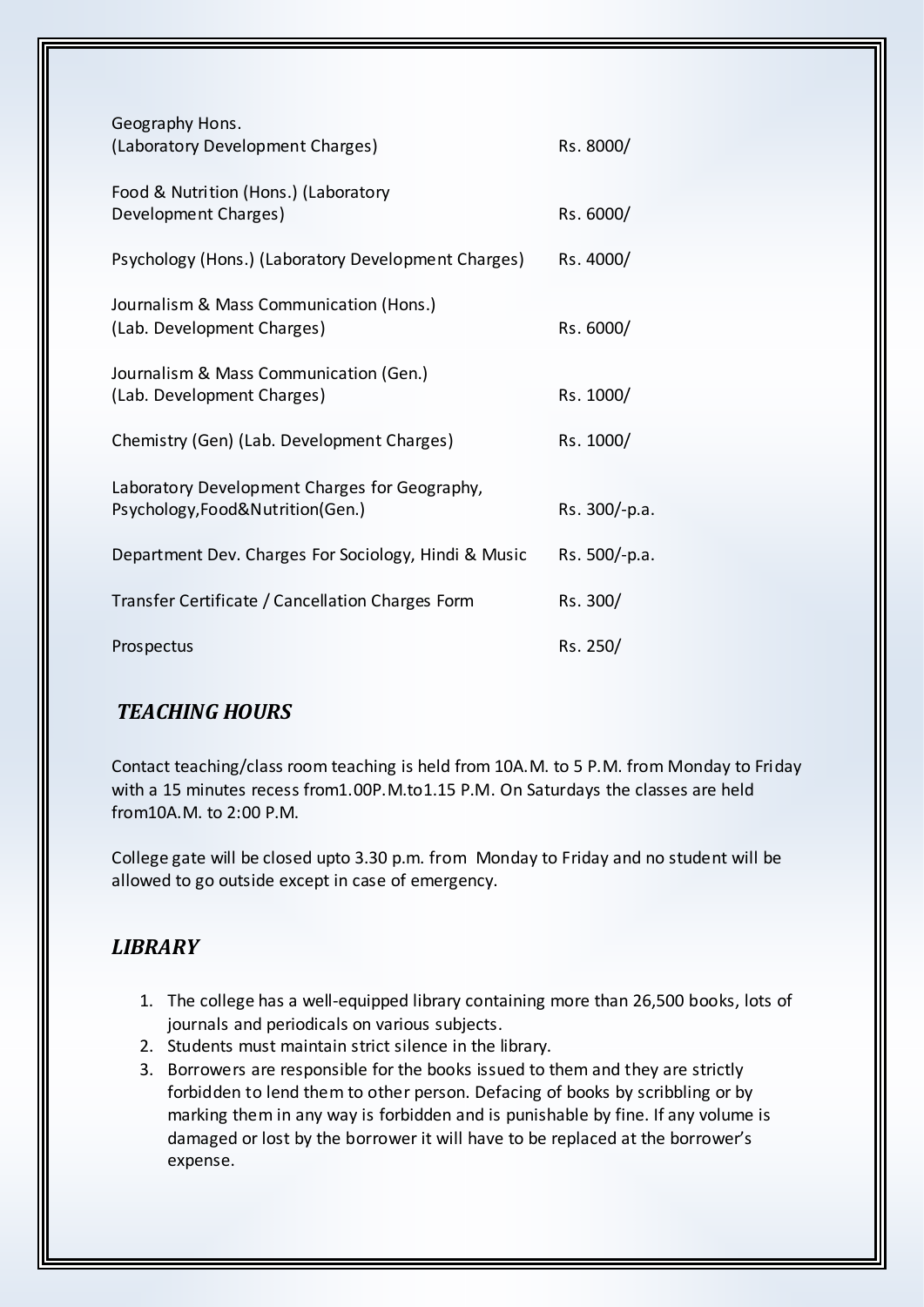| | |
|---|---|
| Geography Hons. (Laboratory Development Charges) | Rs. 8000/ |
| Food & Nutrition (Hons.) (Laboratory Development Charges) | Rs. 6000/ |
| Psychology (Hons.) (Laboratory Development Charges) | Rs. 4000/ |
| Journalism & Mass Communication (Hons.) (Lab. Development Charges) | Rs. 6000/ |
| Journalism & Mass Communication (Gen.) (Lab. Development Charges) | Rs. 1000/ |
| Chemistry (Gen) (Lab. Development Charges) | Rs. 1000/ |
| Laboratory Development Charges for Geography, Psychology,Food&Nutrition(Gen.) | Rs. 300/-p.a. |
| Department Dev. Charges For Sociology, Hindi & Music | Rs. 500/-p.a. |
| Transfer Certificate / Cancellation Charges Form | Rs. 300/ |
| Prospectus | Rs. 250/ |

## *TEACHING HOURS*

Contact teaching/class room teaching is held from 10A.M. to 5 P.M. from Monday to Friday with a 15 minutes recess from1.00P.M.to1.15 P.M. On Saturdays the classes are held from10A.M. to 2:00 P.M.

College gate will be closed upto 3.30 p.m. from Monday to Friday and no student will be allowed to go outside except in case of emergency.

## *LIBRARY*

1. The college has a well-equipped library containing more than 26,500 books, lots of journals and periodicals on various subjects.
2. Students must maintain strict silence in the library.
3. Borrowers are responsible for the books issued to them and they are strictly forbidden to lend them to other person. Defacing of books by scribbling or by marking them in any way is forbidden and is punishable by fine. If any volume is damaged or lost by the borrower it will have to be replaced at the borrower's expense.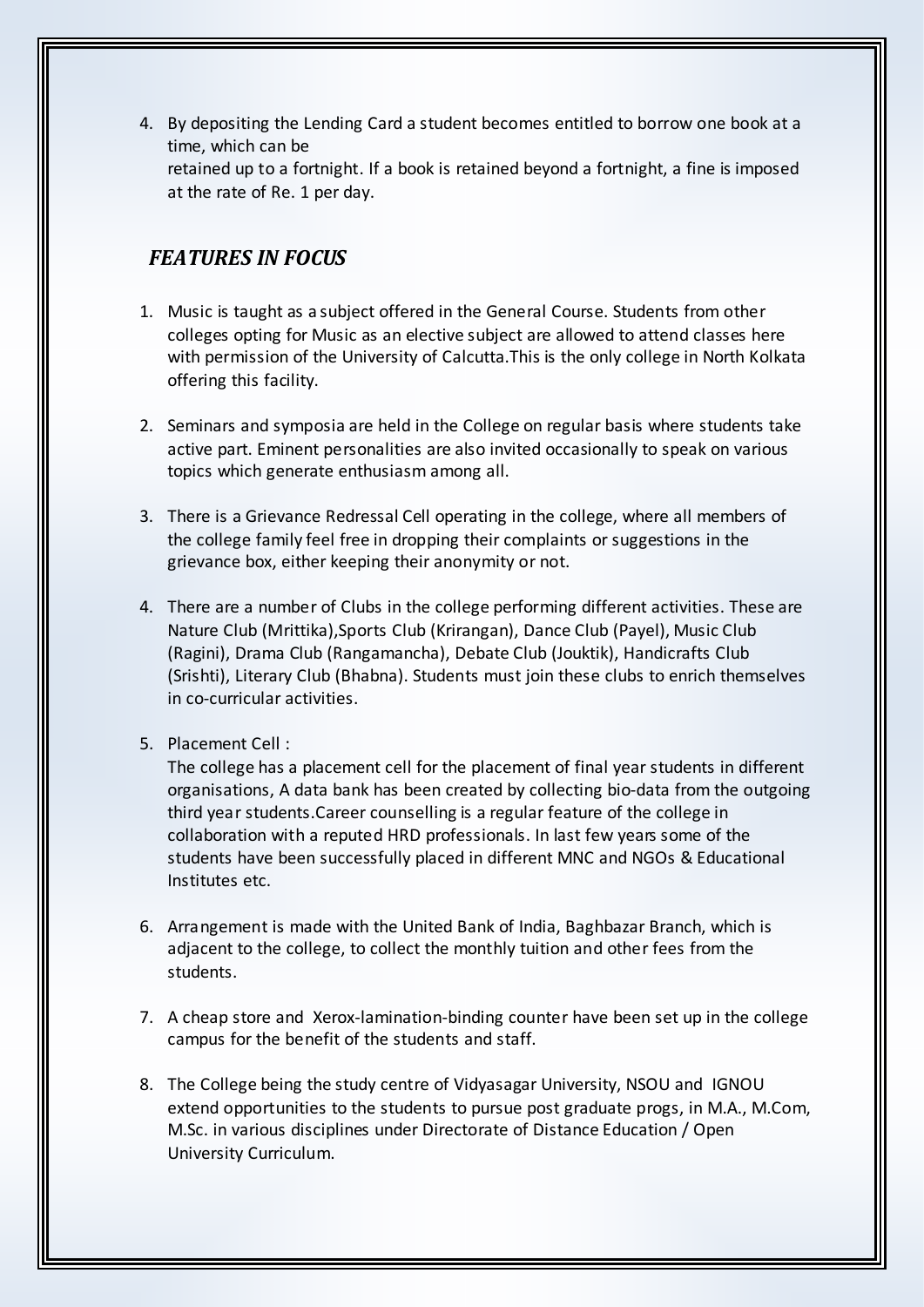4. By depositing the Lending Card a student becomes entitled to borrow one book at a time, which can be
   retained up to a fortnight. If a book is retained beyond a fortnight, a fine is imposed at the rate of Re. 1 per day.

## *FEATURES IN FOCUS*

1. Music is taught as a subject offered in the General Course. Students from other colleges opting for Music as an elective subject are allowed to attend classes here with permission of the University of Calcutta.This is the only college in North Kolkata offering this facility.

2. Seminars and symposia are held in the College on regular basis where students take active part. Eminent personalities are also invited occasionally to speak on various topics which generate enthusiasm among all.

3. There is a Grievance Redressal Cell operating in the college, where all members of the college family feel free in dropping their complaints or suggestions in the grievance box, either keeping their anonymity or not.

4. There are a number of Clubs in the college performing different activities. These are Nature Club (Mrittika),Sports Club (Krirangan), Dance Club (Payel), Music Club (Ragini), Drama Club (Rangamancha), Debate Club (Jouktik), Handicrafts Club (Srishti), Literary Club (Bhabna). Students must join these clubs to enrich themselves in co-curricular activities.

5. Placement Cell :
   The college has a placement cell for the placement of final year students in different organisations, A data bank has been created by collecting bio-data from the outgoing third year students.Career counselling is a regular feature of the college in collaboration with a reputed HRD professionals. In last few years some of the students have been successfully placed in different MNC and NGOs & Educational Institutes etc.

6. Arrangement is made with the United Bank of India, Baghbazar Branch, which is adjacent to the college, to collect the monthly tuition and other fees from the students.

7. A cheap store and Xerox-lamination-binding counter have been set up in the college campus for the benefit of the students and staff.

8. The College being the study centre of Vidyasagar University, NSOU and IGNOU extend opportunities to the students to pursue post graduate progs, in M.A., M.Com, M.Sc. in various disciplines under Directorate of Distance Education / Open University Curriculum.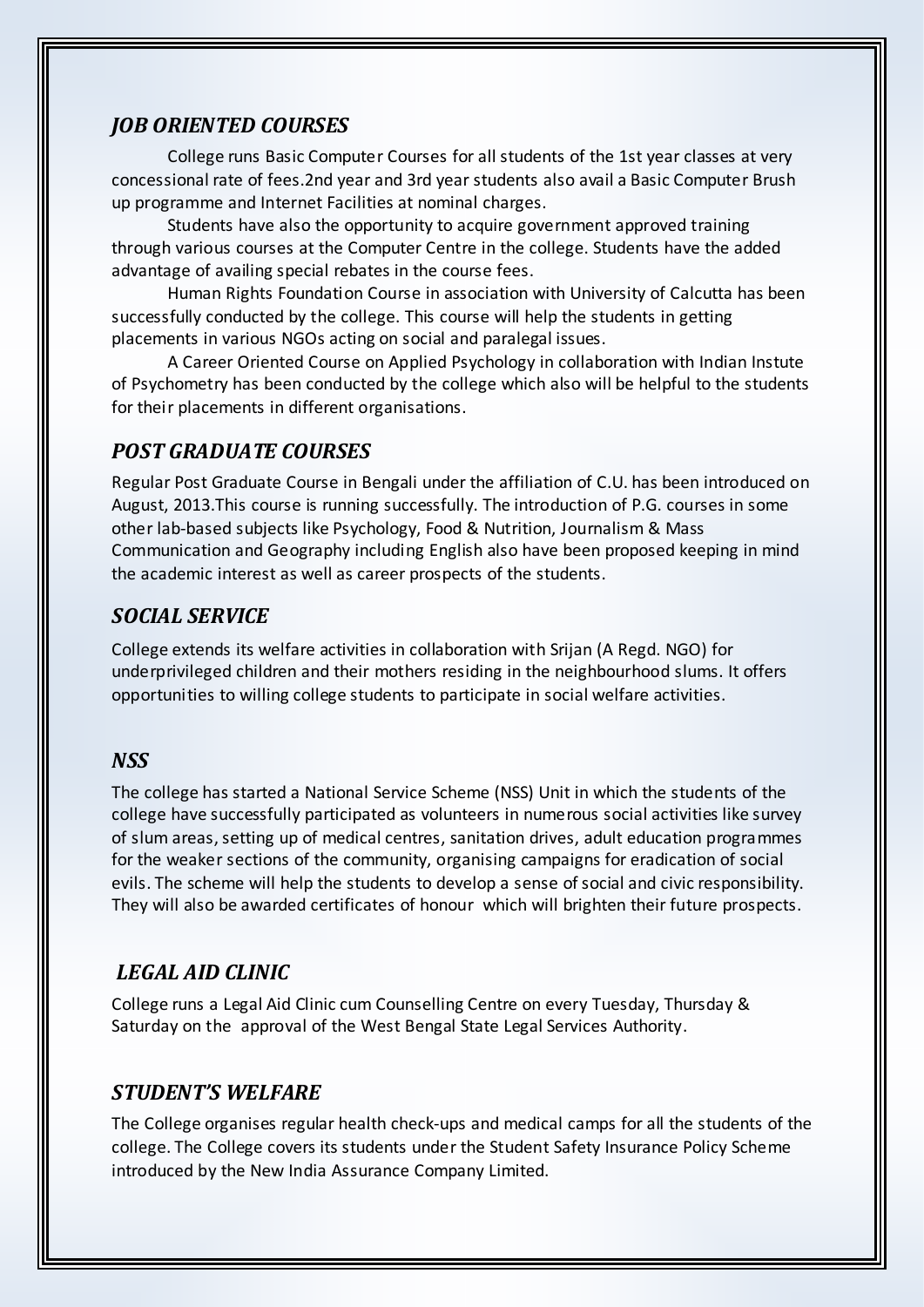## *JOB ORIENTED COURSES*

College runs Basic Computer Courses for all students of the 1st year classes at very concessional rate of fees.2nd year and 3rd year students also avail a Basic Computer Brush up programme and Internet Facilities at nominal charges.

Students have also the opportunity to acquire government approved training through various courses at the Computer Centre in the college. Students have the added advantage of availing special rebates in the course fees.

Human Rights Foundation Course in association with University of Calcutta has been successfully conducted by the college. This course will help the students in getting placements in various NGOs acting on social and paralegal issues.

A Career Oriented Course on Applied Psychology in collaboration with Indian Instute of Psychometry has been conducted by the college which also will be helpful to the students for their placements in different organisations.

## *POST GRADUATE COURSES*

Regular Post Graduate Course in Bengali under the affiliation of C.U. has been introduced on August, 2013.This course is running successfully. The introduction of P.G. courses in some other lab-based subjects like Psychology, Food & Nutrition, Journalism & Mass Communication and Geography including English also have been proposed keeping in mind the academic interest as well as career prospects of the students.

## *SOCIAL SERVICE*

College extends its welfare activities in collaboration with Srijan (A Regd. NGO) for underprivileged children and their mothers residing in the neighbourhood slums. It offers opportunities to willing college students to participate in social welfare activities.

## *NSS*

The college has started a National Service Scheme (NSS) Unit in which the students of the college have successfully participated as volunteers in numerous social activities like survey of slum areas, setting up of medical centres, sanitation drives, adult education programmes for the weaker sections of the community, organising campaigns for eradication of social evils. The scheme will help the students to develop a sense of social and civic responsibility. They will also be awarded certificates of honour which will brighten their future prospects.

## *LEGAL AID CLINIC*

College runs a Legal Aid Clinic cum Counselling Centre on every Tuesday, Thursday & Saturday on the approval of the West Bengal State Legal Services Authority.

## *STUDENT'S WELFARE*

The College organises regular health check-ups and medical camps for all the students of the college. The College covers its students under the Student Safety Insurance Policy Scheme introduced by the New India Assurance Company Limited.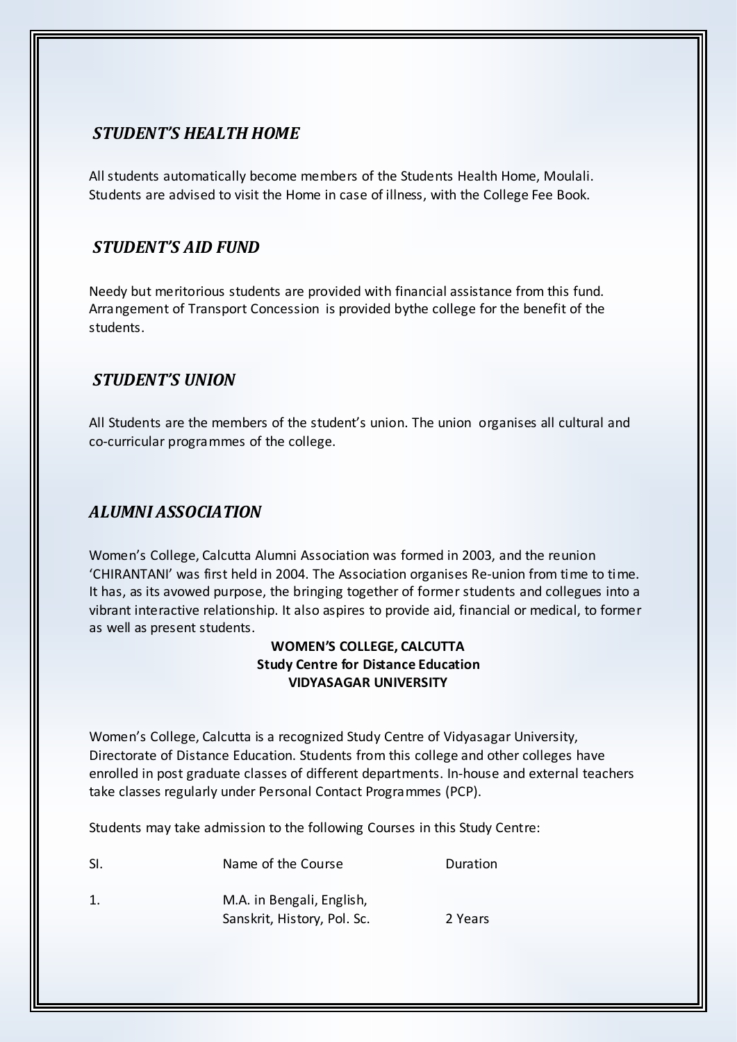## *STUDENT'S HEALTH HOME*

All students automatically become members of the Students Health Home, Moulali. Students are advised to visit the Home in case of illness, with the College Fee Book.

## *STUDENT'S AID FUND*

Needy but meritorious students are provided with financial assistance from this fund. Arrangement of Transport Concession is provided bythe college for the benefit of the students.

## *STUDENT'S UNION*

All Students are the members of the student's union. The union organises all cultural and co-curricular programmes of the college.

## *ALUMNI ASSOCIATION*

Women's College, Calcutta Alumni Association was formed in 2003, and the reunion 'CHIRANTANI' was first held in 2004. The Association organises Re-union from time to time. It has, as its avowed purpose, the bringing together of former students and collegues into a vibrant interactive relationship. It also aspires to provide aid, financial or medical, to former as well as present students.

**WOMEN'S COLLEGE, CALCUTTA**
**Study Centre for Distance Education**
**VIDYASAGAR UNIVERSITY**

Women's College, Calcutta is a recognized Study Centre of Vidyasagar University, Directorate of Distance Education. Students from this college and other colleges have enrolled in post graduate classes of different departments. In-house and external teachers take classes regularly under Personal Contact Programmes (PCP).

Students may take admission to the following Courses in this Study Centre:

| SI. | Name of the Course | Duration |
|---|---|---|
| 1. | M.A. in Bengali, English, Sanskrit, History, Pol. Sc. | 2 Years |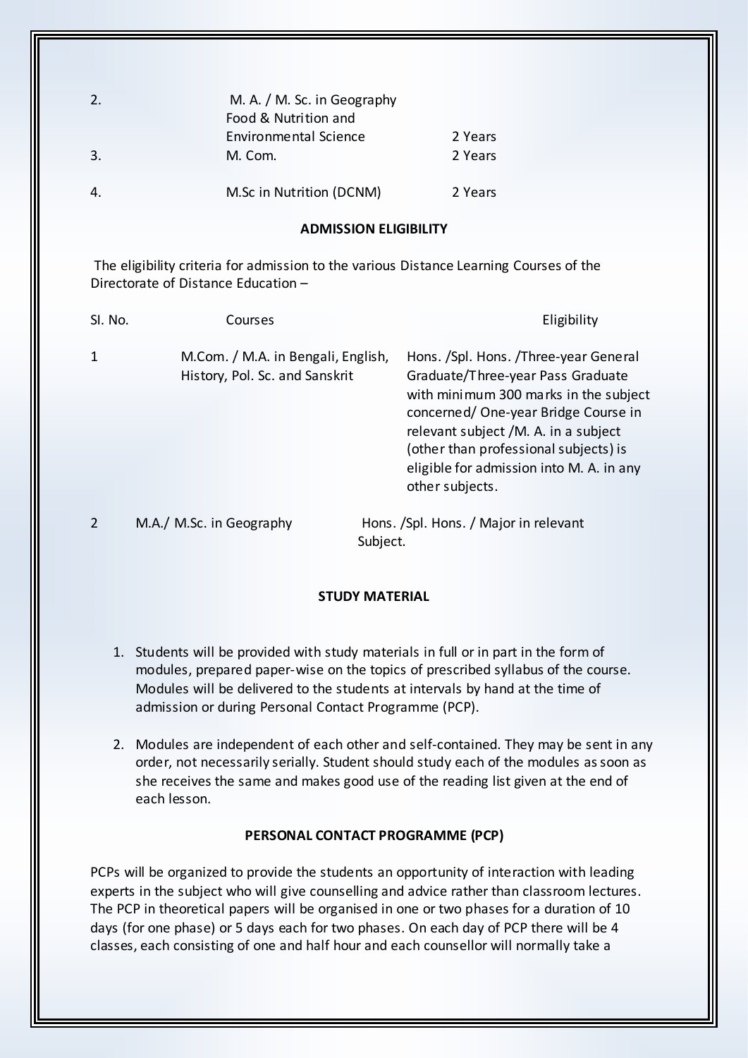| | | |
|---|---|---|
| 2. | M. A. / M. Sc. in Geography Food & Nutrition and Environmental Science | 2 Years |
| 3. | M. Com. | 2 Years |
| 4. | M.Sc in Nutrition (DCNM) | 2 Years |

**ADMISSION ELIGIBILITY**

The eligibility criteria for admission to the various Distance Learning Courses of the Directorate of Distance Education –

| Sl. No. | Courses | Eligibility |
|---|---|---|
| 1 | M.Com. / M.A. in Bengali, English, History, Pol. Sc. and Sanskrit | Hons. /Spl. Hons. /Three-year General Graduate/Three-year Pass Graduate with minimum 300 marks in the subject concerned/ One-year Bridge Course in relevant subject /M. A. in a subject (other than professional subjects) is eligible for admission into M. A. in any other subjects. |
| 2 | M.A./ M.Sc. in Geography | Hons. /Spl. Hons. / Major in relevant Subject. |

**STUDY MATERIAL**

1. Students will be provided with study materials in full or in part in the form of modules, prepared paper-wise on the topics of prescribed syllabus of the course. Modules will be delivered to the students at intervals by hand at the time of admission or during Personal Contact Programme (PCP).

2. Modules are independent of each other and self-contained. They may be sent in any order, not necessarily serially. Student should study each of the modules as soon as she receives the same and makes good use of the reading list given at the end of each lesson.

**PERSONAL CONTACT PROGRAMME (PCP)**

PCPs will be organized to provide the students an opportunity of interaction with leading experts in the subject who will give counselling and advice rather than classroom lectures. The PCP in theoretical papers will be organised in one or two phases for a duration of 10 days (for one phase) or 5 days each for two phases. On each day of PCP there will be 4 classes, each consisting of one and half hour and each counsellor will normally take a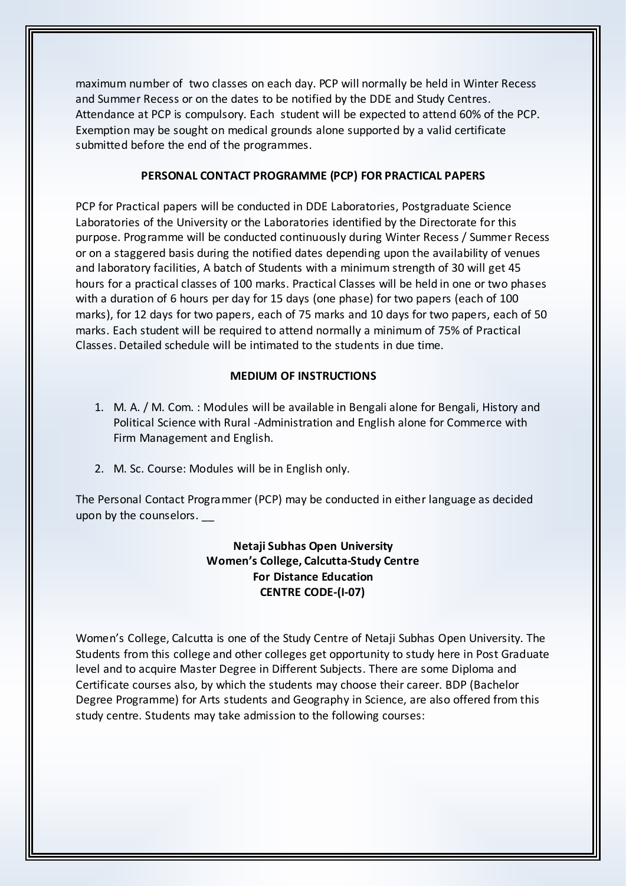maximum number of two classes on each day. PCP will normally be held in Winter Recess and Summer Recess or on the dates to be notified by the DDE and Study Centres. Attendance at PCP is compulsory. Each student will be expected to attend 60% of the PCP. Exemption may be sought on medical grounds alone supported by a valid certificate submitted before the end of the programmes.

**PERSONAL CONTACT PROGRAMME (PCP) FOR PRACTICAL PAPERS**

PCP for Practical papers will be conducted in DDE Laboratories, Postgraduate Science Laboratories of the University or the Laboratories identified by the Directorate for this purpose. Programme will be conducted continuously during Winter Recess / Summer Recess or on a staggered basis during the notified dates depending upon the availability of venues and laboratory facilities, A batch of Students with a minimum strength of 30 will get 45 hours for a practical classes of 100 marks. Practical Classes will be held in one or two phases with a duration of 6 hours per day for 15 days (one phase) for two papers (each of 100 marks), for 12 days for two papers, each of 75 marks and 10 days for two papers, each of 50 marks. Each student will be required to attend normally a minimum of 75% of Practical Classes. Detailed schedule will be intimated to the students in due time.

**MEDIUM OF INSTRUCTIONS**

1. M. A. / M. Com. : Modules will be available in Bengali alone for Bengali, History and Political Science with Rural -Administration and English alone for Commerce with Firm Management and English.
2. M. Sc. Course: Modules will be in English only.

The Personal Contact Programmer (PCP) may be conducted in either language as decided upon by the counselors. __

**Netaji Subhas Open University**
**Women's College, Calcutta-Study Centre**
**For Distance Education**
**CENTRE CODE-(I-07)**

Women's College, Calcutta is one of the Study Centre of Netaji Subhas Open University. The Students from this college and other colleges get opportunity to study here in Post Graduate level and to acquire Master Degree in Different Subjects. There are some Diploma and Certificate courses also, by which the students may choose their career. BDP (Bachelor Degree Programme) for Arts students and Geography in Science, are also offered from this study centre. Students may take admission to the following courses: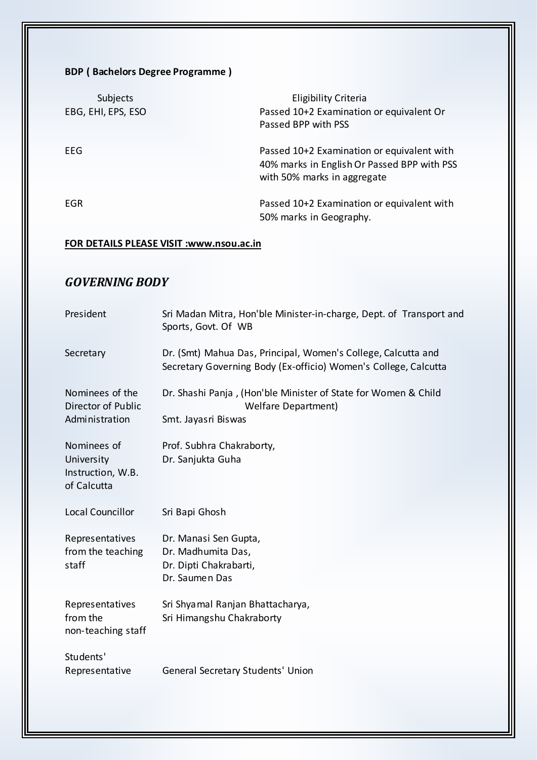**BDP ( Bachelors Degree Programme )**

| Subjects | Eligibility Criteria |
|---|---|
| EBG, EHI, EPS, ESO | Passed 10+2 Examination or equivalent Or Passed BPP with PSS |
| EEG | Passed 10+2 Examination or equivalent with 40% marks in English Or Passed BPP with PSS with 50% marks in aggregate |
| EGR | Passed 10+2 Examination or equivalent with 50% marks in Geography. |

**FOR DETAILS PLEASE VISIT :www.nsou.ac.in**

## *GOVERNING BODY*

| | |
|---|---|
| President | Sri Madan Mitra, Hon'ble Minister-in-charge, Dept. of Transport and Sports, Govt. Of WB |
| Secretary | Dr. (Smt) Mahua Das, Principal, Women's College, Calcutta and Secretary Governing Body (Ex-officio) Women's College, Calcutta |
| Nominees of the Director of Public Administration | Dr. Shashi Panja , (Hon'ble Minister of State for Women & Child Welfare Department)<br>Smt. Jayasri Biswas |
| Nominees of University Instruction, W.B. of Calcutta | Prof. Subhra Chakraborty,<br>Dr. Sanjukta Guha |
| Local Councillor | Sri Bapi Ghosh |
| Representatives from the teaching staff | Dr. Manasi Sen Gupta,<br>Dr. Madhumita Das,<br>Dr. Dipti Chakrabarti,<br>Dr. Saumen Das |
| Representatives from the non-teaching staff | Sri Shyamal Ranjan Bhattacharya,<br>Sri Himangshu Chakraborty |
| Students' Representative | General Secretary Students' Union |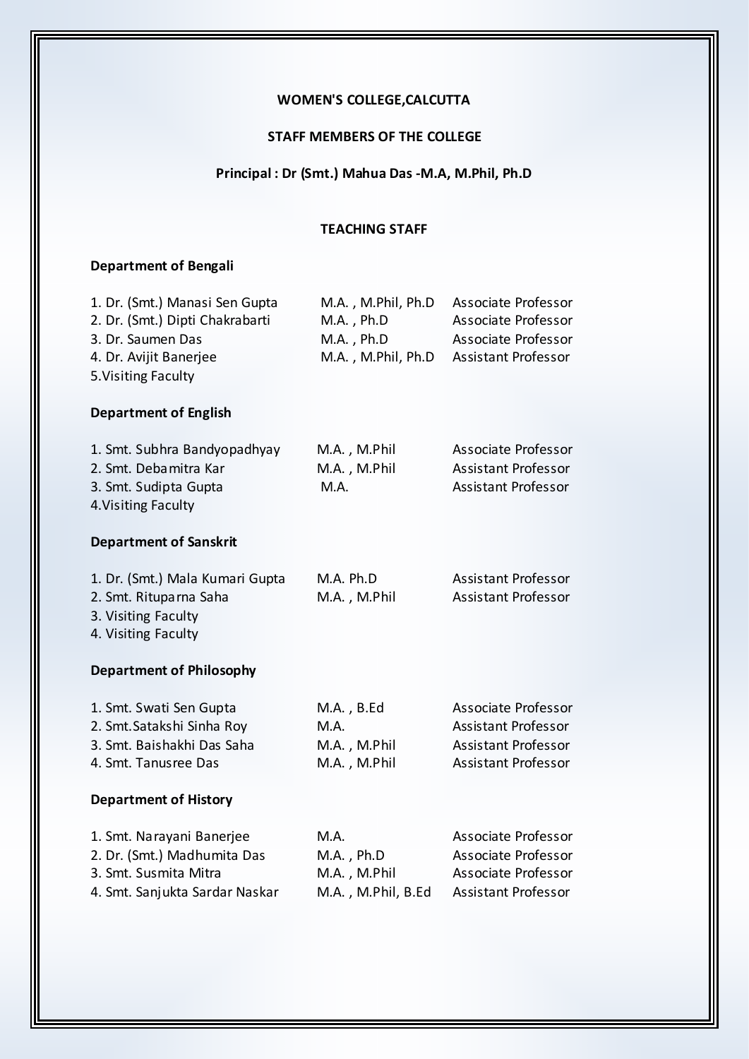**WOMEN'S COLLEGE,CALCUTTA**

**STAFF MEMBERS OF THE COLLEGE**

**Principal : Dr (Smt.) Mahua Das -M.A, M.Phil, Ph.D**

**TEACHING STAFF**

**Department of Bengali**

| | | |
|---|---|---|
| 1. Dr. (Smt.) Manasi Sen Gupta | M.A. , M.Phil, Ph.D | Associate Professor |
| 2. Dr. (Smt.) Dipti Chakrabarti | M.A. , Ph.D | Associate Professor |
| 3. Dr. Saumen Das | M.A. , Ph.D | Associate Professor |
| 4. Dr. Avijit Banerjee | M.A. , M.Phil, Ph.D | Assistant Professor |
| 5.Visiting Faculty | | |

**Department of English**

| | | |
|---|---|---|
| 1. Smt. Subhra Bandyopadhyay | M.A. , M.Phil | Associate Professor |
| 2. Smt. Debamitra Kar | M.A. , M.Phil | Assistant Professor |
| 3. Smt. Sudipta Gupta | M.A. | Assistant Professor |
| 4.Visiting Faculty | | |

**Department of Sanskrit**

| | | |
|---|---|---|
| 1. Dr. (Smt.) Mala Kumari Gupta | M.A. Ph.D | Assistant Professor |
| 2. Smt. Rituparna Saha | M.A. , M.Phil | Assistant Professor |
| 3. Visiting Faculty | | |
| 4. Visiting Faculty | | |

**Department of Philosophy**

| | | |
|---|---|---|
| 1. Smt. Swati Sen Gupta | M.A. , B.Ed | Associate Professor |
| 2. Smt.Satakshi Sinha Roy | M.A. | Assistant Professor |
| 3. Smt. Baishakhi Das Saha | M.A. , M.Phil | Assistant Professor |
| 4. Smt. Tanusree Das | M.A. , M.Phil | Assistant Professor |

**Department of History**

| | | |
|---|---|---|
| 1. Smt. Narayani Banerjee | M.A. | Associate Professor |
| 2. Dr. (Smt.) Madhumita Das | M.A. , Ph.D | Associate Professor |
| 3. Smt. Susmita Mitra | M.A. , M.Phil | Associate Professor |
| 4. Smt. Sanjukta Sardar Naskar | M.A. , M.Phil, B.Ed | Assistant Professor |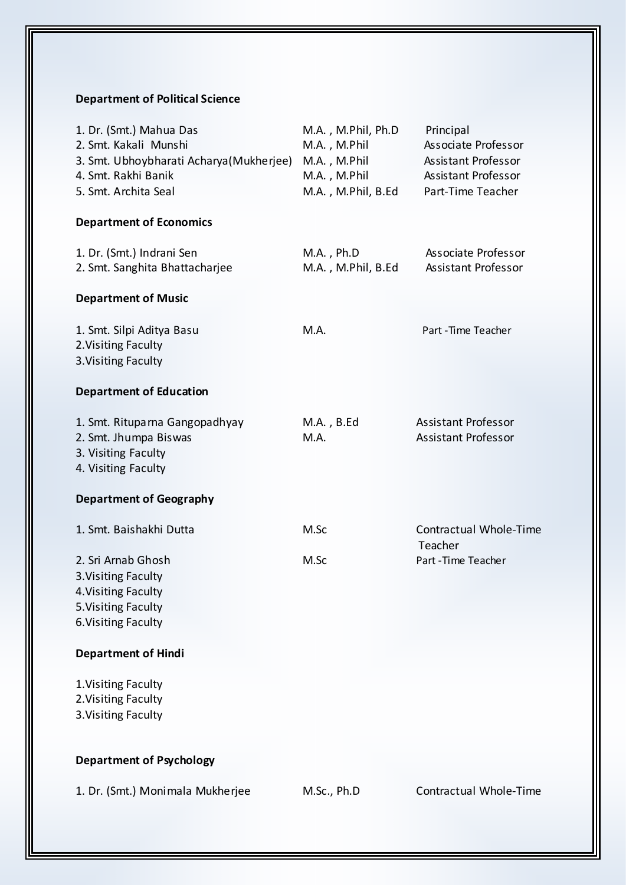**Department of Political Science**

| | | |
|---|---|---|
| 1. Dr. (Smt.) Mahua Das | M.A. , M.Phil, Ph.D | Principal |
| 2. Smt. Kakali Munshi | M.A. , M.Phil | Associate Professor |
| 3. Smt. Ubhoybharati Acharya(Mukherjee) | M.A. , M.Phil | Assistant Professor |
| 4. Smt. Rakhi Banik | M.A. , M.Phil | Assistant Professor |
| 5. Smt. Archita Seal | M.A. , M.Phil, B.Ed | Part-Time Teacher |

**Department of Economics**

| | | |
|---|---|---|
| 1. Dr. (Smt.) Indrani Sen | M.A. , Ph.D | Associate Professor |
| 2. Smt. Sanghita Bhattacharjee | M.A. , M.Phil, B.Ed | Assistant Professor |

**Department of Music**

| | | |
|---|---|---|
| 1. Smt. Silpi Aditya Basu | M.A. | Part -Time Teacher |
| 2.Visiting Faculty | | |
| 3.Visiting Faculty | | |

**Department of Education**

| | | |
|---|---|---|
| 1. Smt. Rituparna Gangopadhyay | M.A. , B.Ed | Assistant Professor |
| 2. Smt. Jhumpa Biswas | M.A. | Assistant Professor |
| 3. Visiting Faculty | | |
| 4. Visiting Faculty | | |

**Department of Geography**

| | | |
|---|---|---|
| 1. Smt. Baishakhi Dutta | M.Sc | Contractual Whole-Time Teacher |
| 2. Sri Arnab Ghosh | M.Sc | Part -Time Teacher |
| 3.Visiting Faculty | | |
| 4.Visiting Faculty | | |
| 5.Visiting Faculty | | |
| 6.Visiting Faculty | | |

**Department of Hindi**

1.Visiting Faculty
2.Visiting Faculty
3.Visiting Faculty

**Department of Psychology**

| | | |
|---|---|---|
| 1. Dr. (Smt.) Monimala Mukherjee | M.Sc., Ph.D | Contractual Whole-Time |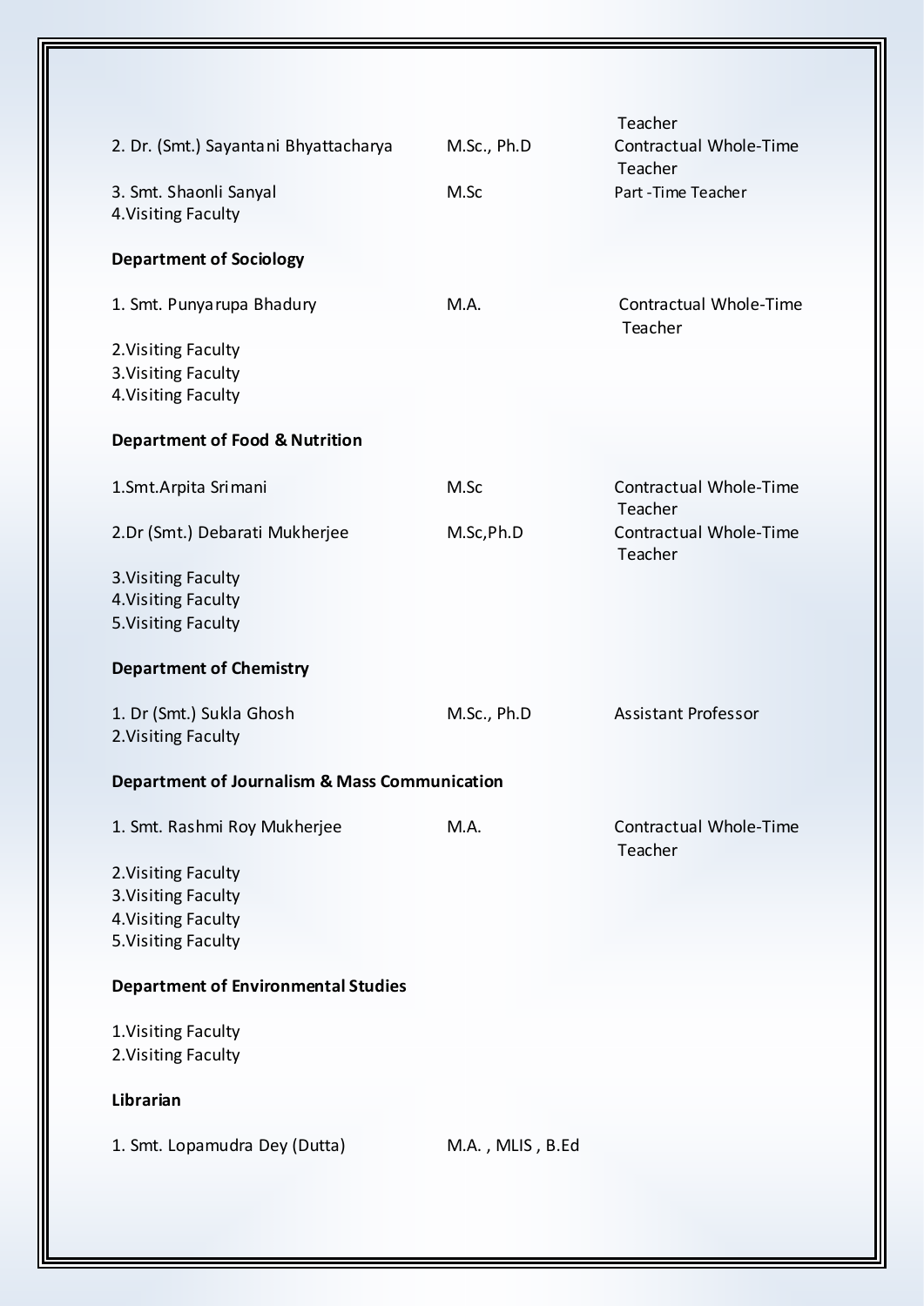| | | Teacher |
|---|---|---|
| 2. Dr. (Smt.) Sayantani Bhyattacharya | M.Sc., Ph.D | Contractual Whole-Time Teacher |
| 3. Smt. Shaonli Sanyal | M.Sc | Part-Time Teacher |
| 4.Visiting Faculty | | |

**Department of Sociology**

| | | |
|---|---|---|
| 1. Smt. Punyarupa Bhadury | M.A. | Contractual Whole-Time Teacher |
| 2.Visiting Faculty | | |
| 3.Visiting Faculty | | |
| 4.Visiting Faculty | | |

**Department of Food & Nutrition**

| | | |
|---|---|---|
| 1.Smt.Arpita Srimani | M.Sc | Contractual Whole-Time Teacher |
| 2.Dr (Smt.) Debarati Mukherjee | M.Sc,Ph.D | Contractual Whole-Time Teacher |
| 3.Visiting Faculty | | |
| 4.Visiting Faculty | | |
| 5.Visiting Faculty | | |

**Department of Chemistry**

| | | |
|---|---|---|
| 1. Dr (Smt.) Sukla Ghosh | M.Sc., Ph.D | Assistant Professor |
| 2.Visiting Faculty | | |

**Department of Journalism & Mass Communication**

| | | |
|---|---|---|
| 1. Smt. Rashmi Roy Mukherjee | M.A. | Contractual Whole-Time Teacher |
| 2.Visiting Faculty | | |
| 3.Visiting Faculty | | |
| 4.Visiting Faculty | | |
| 5.Visiting Faculty | | |

**Department of Environmental Studies**

1.Visiting Faculty
2.Visiting Faculty

**Librarian**

| | |
|---|---|
| 1. Smt. Lopamudra Dey (Dutta) | M.A. , MLIS , B.Ed |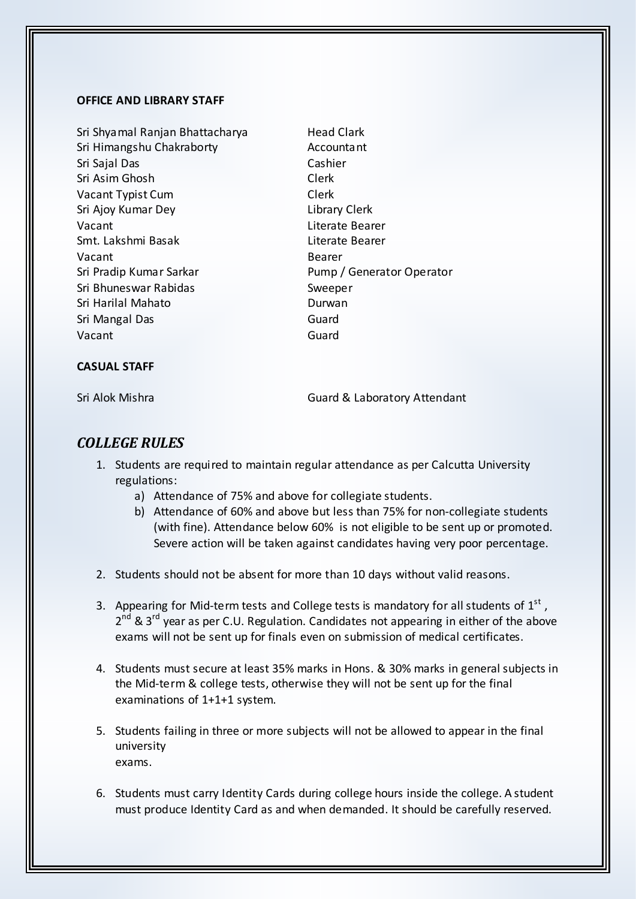**OFFICE AND LIBRARY STAFF**

| | |
|---|---|
| Sri Shyamal Ranjan Bhattacharya | Head Clark |
| Sri Himangshu Chakraborty | Accountant |
| Sri Sajal Das | Cashier |
| Sri Asim Ghosh | Clerk |
| Vacant Typist Cum | Clerk |
| Sri Ajoy Kumar Dey | Library Clerk |
| Vacant | Literate Bearer |
| Smt. Lakshmi Basak | Literate Bearer |
| Vacant | Bearer |
| Sri Pradip Kumar Sarkar | Pump / Generator Operator |
| Sri Bhuneswar Rabidas | Sweeper |
| Sri Harilal Mahato | Durwan |
| Sri Mangal Das | Guard |
| Vacant | Guard |

**CASUAL STAFF**

| | |
|---|---|
| Sri Alok Mishra | Guard & Laboratory Attendant |

## *COLLEGE RULES*

1. Students are required to maintain regular attendance as per Calcutta University regulations:
   a) Attendance of 75% and above for collegiate students.
   b) Attendance of 60% and above but less than 75% for non-collegiate students (with fine). Attendance below 60% is not eligible to be sent up or promoted. Severe action will be taken against candidates having very poor percentage.

2. Students should not be absent for more than 10 days without valid reasons.

3. Appearing for Mid-term tests and College tests is mandatory for all students of 1st, 2nd & 3rd year as per C.U. Regulation. Candidates not appearing in either of the above exams will not be sent up for finals even on submission of medical certificates.

4. Students must secure at least 35% marks in Hons. & 30% marks in general subjects in the Mid-term & college tests, otherwise they will not be sent up for the final examinations of 1+1+1 system.

5. Students failing in three or more subjects will not be allowed to appear in the final university exams.

6. Students must carry Identity Cards during college hours inside the college. A student must produce Identity Card as and when demanded. It should be carefully reserved.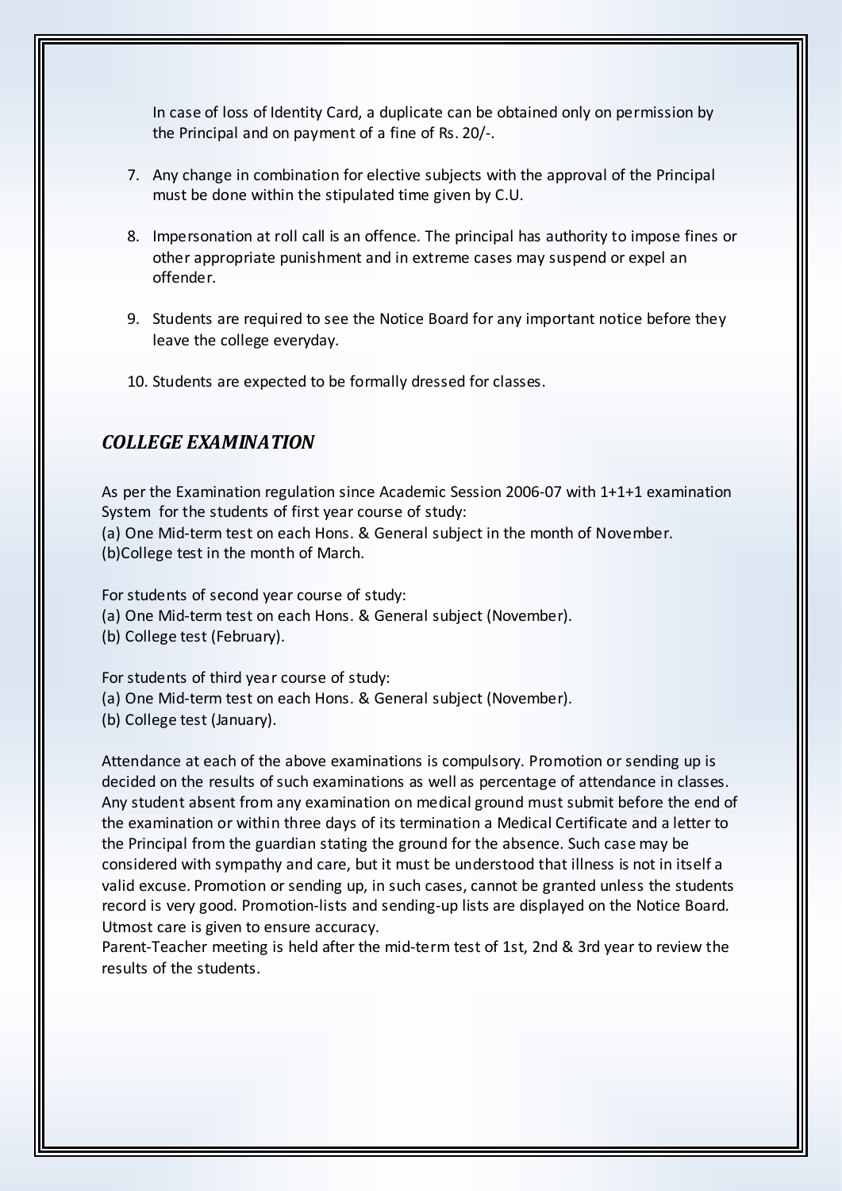In case of loss of Identity Card, a duplicate can be obtained only on permission by the Principal and on payment of a fine of Rs. 20/-.

7. Any change in combination for elective subjects with the approval of the Principal must be done within the stipulated time given by C.U.

8. Impersonation at roll call is an offence. The principal has authority to impose fines or other appropriate punishment and in extreme cases may suspend or expel an offender.

9. Students are required to see the Notice Board for any important notice before they leave the college everyday.

10. Students are expected to be formally dressed for classes.

## *COLLEGE EXAMINATION*

As per the Examination regulation since Academic Session 2006-07 with 1+1+1 examination System for the students of first year course of study:
(a) One Mid-term test on each Hons. & General subject in the month of November.
(b)College test in the month of March.

For students of second year course of study:
(a) One Mid-term test on each Hons. & General subject (November).
(b) College test (February).

For students of third year course of study:
(a) One Mid-term test on each Hons. & General subject (November).
(b) College test (January).

Attendance at each of the above examinations is compulsory. Promotion or sending up is decided on the results of such examinations as well as percentage of attendance in classes. Any student absent from any examination on medical ground must submit before the end of the examination or within three days of its termination a Medical Certificate and a letter to the Principal from the guardian stating the ground for the absence. Such case may be considered with sympathy and care, but it must be understood that illness is not in itself a valid excuse. Promotion or sending up, in such cases, cannot be granted unless the students record is very good. Promotion-lists and sending-up lists are displayed on the Notice Board. Utmost care is given to ensure accuracy.
Parent-Teacher meeting is held after the mid-term test of 1st, 2nd & 3rd year to review the results of the students.